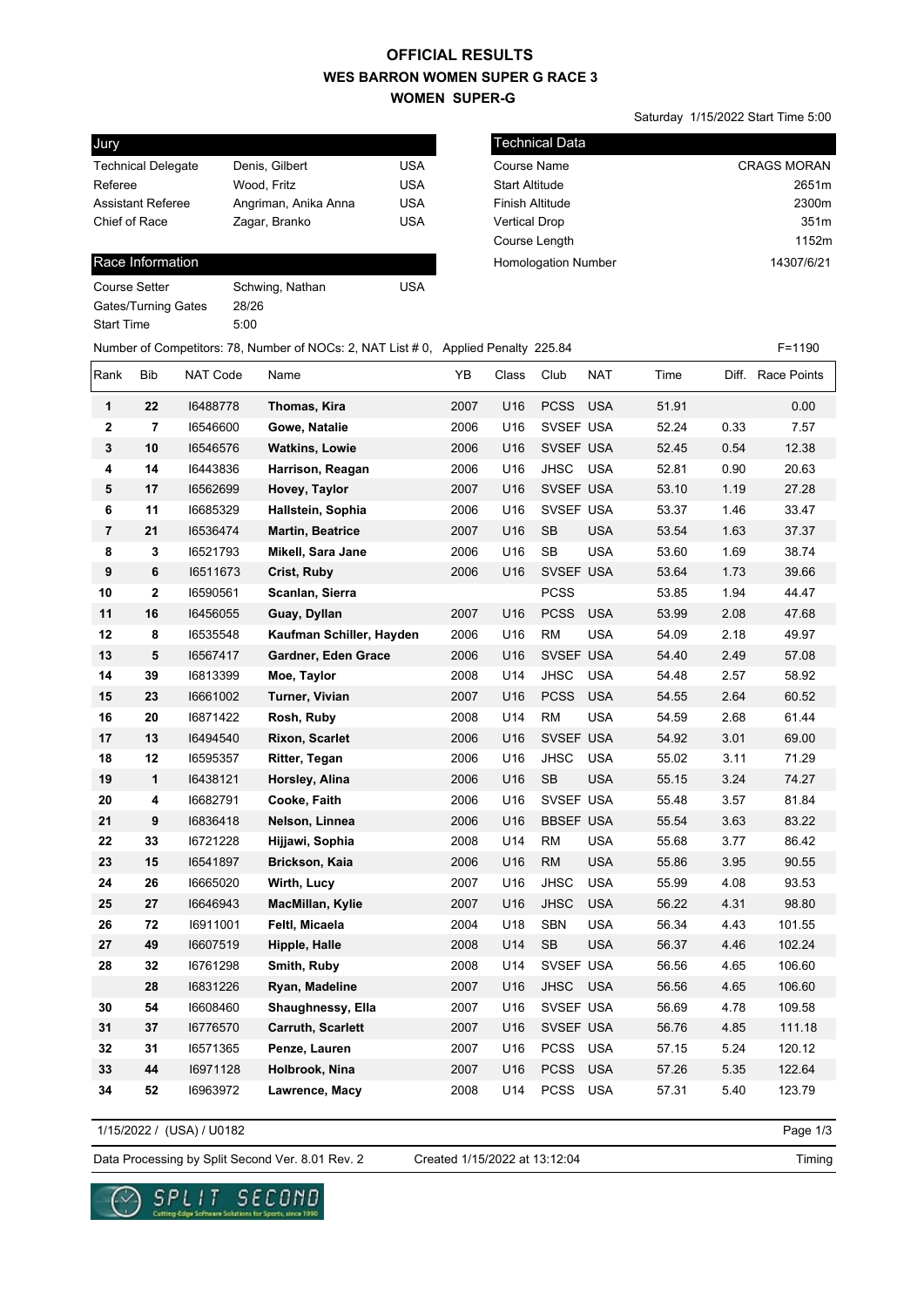# OFFICIAL RESULTS
## WES BARRON WOMEN SUPER G RACE 3
### WOMEN SUPER-G

Saturday 1/15/2022 Start Time 5:00

| Jury | | |
|---|---|---|
| Technical Delegate | Denis, Gilbert | USA |
| Referee | Wood, Fritz | USA |
| Assistant Referee | Angriman, Anika Anna | USA |
| Chief of Race | Zagar, Branko | USA |

| Technical Data | |
|---|---|
| Course Name | CRAGS MORAN |
| Start Altitude | 2651m |
| Finish Altitude | 2300m |
| Vertical Drop | 351m |
| Course Length | 1152m |
| Homologation Number | 14307/6/21 |

| Race Information | | |
|---|---|---|
| Course Setter | Schwing, Nathan | USA |
| Gates/Turning Gates | 28/26 | |
| Start Time | 5:00 | |

Number of Competitors: 78, Number of NOCs: 2, NAT List # 0, Applied Penalty 225.84 F=1190

| Rank | Bib | NAT Code | Name | YB | Class | Club | NAT | Time | Diff. | Race Points |
|---|---|---|---|---|---|---|---|---|---|---|
| 1 | 22 | I6488778 | **Thomas, Kira** | 2007 | U16 | PCSS | USA | 51.91 | | 0.00 |
| 2 | 7 | I6546600 | **Gowe, Natalie** | 2006 | U16 | SVSEF | USA | 52.24 | 0.33 | 7.57 |
| 3 | 10 | I6546576 | **Watkins, Lowie** | 2006 | U16 | SVSEF | USA | 52.45 | 0.54 | 12.38 |
| 4 | 14 | I6443836 | **Harrison, Reagan** | 2006 | U16 | JHSC | USA | 52.81 | 0.90 | 20.63 |
| 5 | 17 | I6562699 | **Hovey, Taylor** | 2007 | U16 | SVSEF | USA | 53.10 | 1.19 | 27.28 |
| 6 | 11 | I6685329 | **Hallstein, Sophia** | 2006 | U16 | SVSEF | USA | 53.37 | 1.46 | 33.47 |
| 7 | 21 | I6536474 | **Martin, Beatrice** | 2007 | U16 | SB | USA | 53.54 | 1.63 | 37.37 |
| 8 | 3 | I6521793 | **Mikell, Sara Jane** | 2006 | U16 | SB | USA | 53.60 | 1.69 | 38.74 |
| 9 | 6 | I6511673 | **Crist, Ruby** | 2006 | U16 | SVSEF | USA | 53.64 | 1.73 | 39.66 |
| 10 | 2 | I6590561 | **Scanlan, Sierra** | | | PCSS | | 53.85 | 1.94 | 44.47 |
| 11 | 16 | I6456055 | **Guay, Dyllan** | 2007 | U16 | PCSS | USA | 53.99 | 2.08 | 47.68 |
| 12 | 8 | I6535548 | **Kaufman Schiller, Hayden** | 2006 | U16 | RM | USA | 54.09 | 2.18 | 49.97 |
| 13 | 5 | I6567417 | **Gardner, Eden Grace** | 2006 | U16 | SVSEF | USA | 54.40 | 2.49 | 57.08 |
| 14 | 39 | I6813399 | **Moe, Taylor** | 2008 | U14 | JHSC | USA | 54.48 | 2.57 | 58.92 |
| 15 | 23 | I6661002 | **Turner, Vivian** | 2007 | U16 | PCSS | USA | 54.55 | 2.64 | 60.52 |
| 16 | 20 | I6871422 | **Rosh, Ruby** | 2008 | U14 | RM | USA | 54.59 | 2.68 | 61.44 |
| 17 | 13 | I6494540 | **Rixon, Scarlet** | 2006 | U16 | SVSEF | USA | 54.92 | 3.01 | 69.00 |
| 18 | 12 | I6595357 | **Ritter, Tegan** | 2006 | U16 | JHSC | USA | 55.02 | 3.11 | 71.29 |
| 19 | 1 | I6438121 | **Horsley, Alina** | 2006 | U16 | SB | USA | 55.15 | 3.24 | 74.27 |
| 20 | 4 | I6682791 | **Cooke, Faith** | 2006 | U16 | SVSEF | USA | 55.48 | 3.57 | 81.84 |
| 21 | 9 | I6836418 | **Nelson, Linnea** | 2006 | U16 | BBSEF | USA | 55.54 | 3.63 | 83.22 |
| 22 | 33 | I6721228 | **Hijjawi, Sophia** | 2008 | U14 | RM | USA | 55.68 | 3.77 | 86.42 |
| 23 | 15 | I6541897 | **Brickson, Kaia** | 2006 | U16 | RM | USA | 55.86 | 3.95 | 90.55 |
| 24 | 26 | I6665020 | **Wirth, Lucy** | 2007 | U16 | JHSC | USA | 55.99 | 4.08 | 93.53 |
| 25 | 27 | I6646943 | **MacMillan, Kylie** | 2007 | U16 | JHSC | USA | 56.22 | 4.31 | 98.80 |
| 26 | 72 | I6911001 | **Feltl, Micaela** | 2004 | U18 | SBN | USA | 56.34 | 4.43 | 101.55 |
| 27 | 49 | I6607519 | **Hipple, Halle** | 2008 | U14 | SB | USA | 56.37 | 4.46 | 102.24 |
| 28 | 32 | I6761298 | **Smith, Ruby** | 2008 | U14 | SVSEF | USA | 56.56 | 4.65 | 106.60 |
| | 28 | I6831226 | **Ryan, Madeline** | 2007 | U16 | JHSC | USA | 56.56 | 4.65 | 106.60 |
| 30 | 54 | I6608460 | **Shaughnessy, Ella** | 2007 | U16 | SVSEF | USA | 56.69 | 4.78 | 109.58 |
| 31 | 37 | I6776570 | **Carruth, Scarlett** | 2007 | U16 | SVSEF | USA | 56.76 | 4.85 | 111.18 |
| 32 | 31 | I6571365 | **Penze, Lauren** | 2007 | U16 | PCSS | USA | 57.15 | 5.24 | 120.12 |
| 33 | 44 | I6971128 | **Holbrook, Nina** | 2007 | U16 | PCSS | USA | 57.26 | 5.35 | 122.64 |
| 34 | 52 | I6963972 | **Lawrence, Macy** | 2008 | U14 | PCSS | USA | 57.31 | 5.40 | 123.79 |

1/15/2022 / (USA) / U0182

Data Processing by Split Second Ver. 8.01 Rev. 2 Created 1/15/2022 at 13:12:04 Timing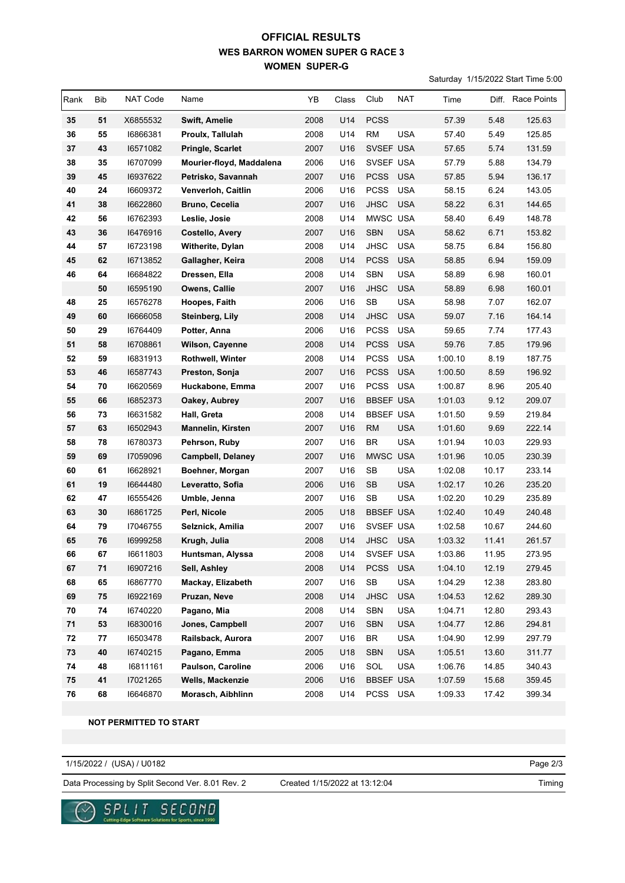# OFFICIAL RESULTS

## WES BARRON WOMEN SUPER G RACE 3

### WOMEN SUPER-G

Saturday 1/15/2022 Start Time 5:00

| Rank | Bib | NAT Code | Name | YB | Class | Club | NAT | Time | Diff. | Race Points |
|---|---|---|---|---|---|---|---|---|---|---|
| 35 | 51 | X6855532 | Swift, Amelie | 2008 | U14 | PCSS | | 57.39 | 5.48 | 125.63 |
| 36 | 55 | I6866381 | Proulx, Tallulah | 2008 | U14 | RM | USA | 57.40 | 5.49 | 125.85 |
| 37 | 43 | I6571082 | Pringle, Scarlet | 2007 | U16 | SVSEF | USA | 57.65 | 5.74 | 131.59 |
| 38 | 35 | I6707099 | Mourier-floyd, Maddalena | 2006 | U16 | SVSEF | USA | 57.79 | 5.88 | 134.79 |
| 39 | 45 | I6937622 | Petrisko, Savannah | 2007 | U16 | PCSS | USA | 57.85 | 5.94 | 136.17 |
| 40 | 24 | I6609372 | Venverloh, Caitlin | 2006 | U16 | PCSS | USA | 58.15 | 6.24 | 143.05 |
| 41 | 38 | I6622860 | Bruno, Cecelia | 2007 | U16 | JHSC | USA | 58.22 | 6.31 | 144.65 |
| 42 | 56 | I6762393 | Leslie, Josie | 2008 | U14 | MWSC | USA | 58.40 | 6.49 | 148.78 |
| 43 | 36 | I6476916 | Costello, Avery | 2007 | U16 | SBN | USA | 58.62 | 6.71 | 153.82 |
| 44 | 57 | I6723198 | Witherite, Dylan | 2008 | U14 | JHSC | USA | 58.75 | 6.84 | 156.80 |
| 45 | 62 | I6713852 | Gallagher, Keira | 2008 | U14 | PCSS | USA | 58.85 | 6.94 | 159.09 |
| 46 | 64 | I6684822 | Dressen, Ella | 2008 | U14 | SBN | USA | 58.89 | 6.98 | 160.01 |
| | 50 | I6595190 | Owens, Callie | 2007 | U16 | JHSC | USA | 58.89 | 6.98 | 160.01 |
| 48 | 25 | I6576278 | Hoopes, Faith | 2006 | U16 | SB | USA | 58.98 | 7.07 | 162.07 |
| 49 | 60 | I6666058 | Steinberg, Lily | 2008 | U14 | JHSC | USA | 59.07 | 7.16 | 164.14 |
| 50 | 29 | I6764409 | Potter, Anna | 2006 | U16 | PCSS | USA | 59.65 | 7.74 | 177.43 |
| 51 | 58 | I6708861 | Wilson, Cayenne | 2008 | U14 | PCSS | USA | 59.76 | 7.85 | 179.96 |
| 52 | 59 | I6831913 | Rothwell, Winter | 2008 | U14 | PCSS | USA | 1:00.10 | 8.19 | 187.75 |
| 53 | 46 | I6587743 | Preston, Sonja | 2007 | U16 | PCSS | USA | 1:00.50 | 8.59 | 196.92 |
| 54 | 70 | I6620569 | Huckabone, Emma | 2007 | U16 | PCSS | USA | 1:00.87 | 8.96 | 205.40 |
| 55 | 66 | I6852373 | Oakey, Aubrey | 2007 | U16 | BBSEF | USA | 1:01.03 | 9.12 | 209.07 |
| 56 | 73 | I6631582 | Hall, Greta | 2008 | U14 | BBSEF | USA | 1:01.50 | 9.59 | 219.84 |
| 57 | 63 | I6502943 | Mannelin, Kirsten | 2007 | U16 | RM | USA | 1:01.60 | 9.69 | 222.14 |
| 58 | 78 | I6780373 | Pehrson, Ruby | 2007 | U16 | BR | USA | 1:01.94 | 10.03 | 229.93 |
| 59 | 69 | I7059096 | Campbell, Delaney | 2007 | U16 | MWSC | USA | 1:01.96 | 10.05 | 230.39 |
| 60 | 61 | I6628921 | Boehner, Morgan | 2007 | U16 | SB | USA | 1:02.08 | 10.17 | 233.14 |
| 61 | 19 | I6644480 | Leveratto, Sofia | 2006 | U16 | SB | USA | 1:02.17 | 10.26 | 235.20 |
| 62 | 47 | I6555426 | Umble, Jenna | 2007 | U16 | SB | USA | 1:02.20 | 10.29 | 235.89 |
| 63 | 30 | I6861725 | Perl, Nicole | 2005 | U18 | BBSEF | USA | 1:02.40 | 10.49 | 240.48 |
| 64 | 79 | I7046755 | Selznick, Amilia | 2007 | U16 | SVSEF | USA | 1:02.58 | 10.67 | 244.60 |
| 65 | 76 | I6999258 | Krugh, Julia | 2008 | U14 | JHSC | USA | 1:03.32 | 11.41 | 261.57 |
| 66 | 67 | I6611803 | Huntsman, Alyssa | 2008 | U14 | SVSEF | USA | 1:03.86 | 11.95 | 273.95 |
| 67 | 71 | I6907216 | Sell, Ashley | 2008 | U14 | PCSS | USA | 1:04.10 | 12.19 | 279.45 |
| 68 | 65 | I6867770 | Mackay, Elizabeth | 2007 | U16 | SB | USA | 1:04.29 | 12.38 | 283.80 |
| 69 | 75 | I6922169 | Pruzan, Neve | 2008 | U14 | JHSC | USA | 1:04.53 | 12.62 | 289.30 |
| 70 | 74 | I6740220 | Pagano, Mia | 2008 | U14 | SBN | USA | 1:04.71 | 12.80 | 293.43 |
| 71 | 53 | I6830016 | Jones, Campbell | 2007 | U16 | SBN | USA | 1:04.77 | 12.86 | 294.81 |
| 72 | 77 | I6503478 | Railsback, Aurora | 2007 | U16 | BR | USA | 1:04.90 | 12.99 | 297.79 |
| 73 | 40 | I6740215 | Pagano, Emma | 2005 | U18 | SBN | USA | 1:05.51 | 13.60 | 311.77 |
| 74 | 48 | I6811161 | Paulson, Caroline | 2006 | U16 | SOL | USA | 1:06.76 | 14.85 | 340.43 |
| 75 | 41 | I7021265 | Wells, Mackenzie | 2006 | U16 | BBSEF | USA | 1:07.59 | 15.68 | 359.45 |
| 76 | 68 | I6646870 | Morasch, Aibhlinn | 2008 | U14 | PCSS | USA | 1:09.33 | 17.42 | 399.34 |

**NOT PERMITTED TO START**

1/15/2022 / (USA) / U0182

Data Processing by Split Second Ver. 8.01 Rev. 2 Created 1/15/2022 at 13:12:04 Timing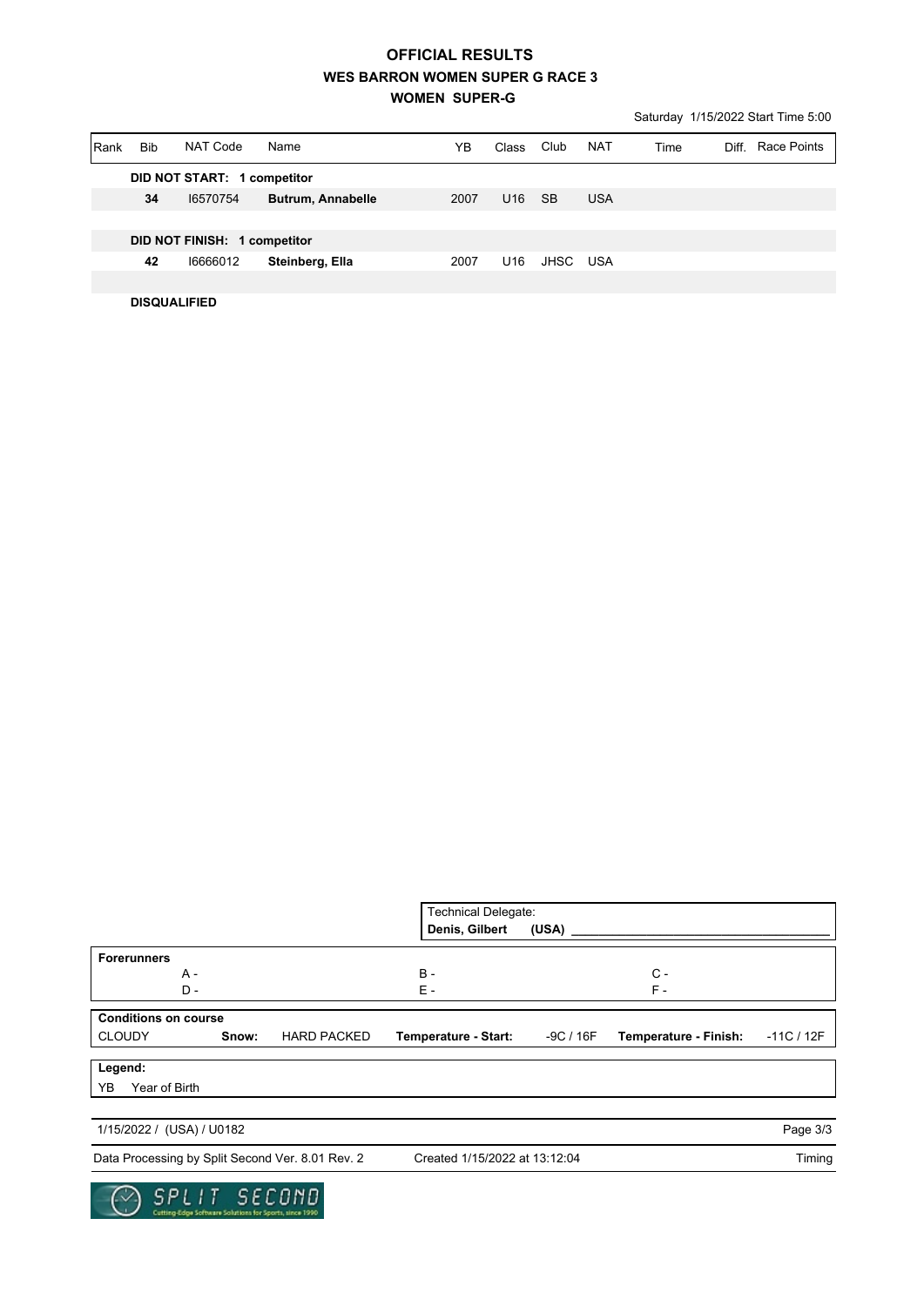# OFFICIAL RESULTS
## WES BARRON WOMEN SUPER G RACE 3
### WOMEN SUPER-G

Saturday 1/15/2022 Start Time 5:00

| Rank | Bib | NAT Code | Name | YB | Class | Club | NAT | Time | Diff. | Race Points |
|---|---|---|---|---|---|---|---|---|---|---|
| | **DID NOT START: 1 competitor** | | | | | | | | | |
| | **34** | I6570754 | **Butrum, Annabelle** | 2007 | U16 | SB | USA | | | |
| | **DID NOT FINISH: 1 competitor** | | | | | | | | | |
| | **42** | I6666012 | **Steinberg, Ella** | 2007 | U16 | JHSC | USA | | | |
| | **DISQUALIFIED** | | | | | | | | | |

Technical Delegate:
**Denis, Gilbert** **(USA)**

**Forerunners**

| | | |
|---|---|---|
| A - | B - | C - |
| D - | E - | F - |

**Conditions on course**

| | | | | | | |
|---|---|---|---|---|---|---|
| CLOUDY | **Snow:** | HARD PACKED | **Temperature - Start:** | -9C / 16F | **Temperature - Finish:** | -11C / 12F |

**Legend:**
YB Year of Birth

1/15/2022 / (USA) / U0182

Data Processing by Split Second Ver. 8.01 Rev. 2 Created 1/15/2022 at 13:12:04 Timing